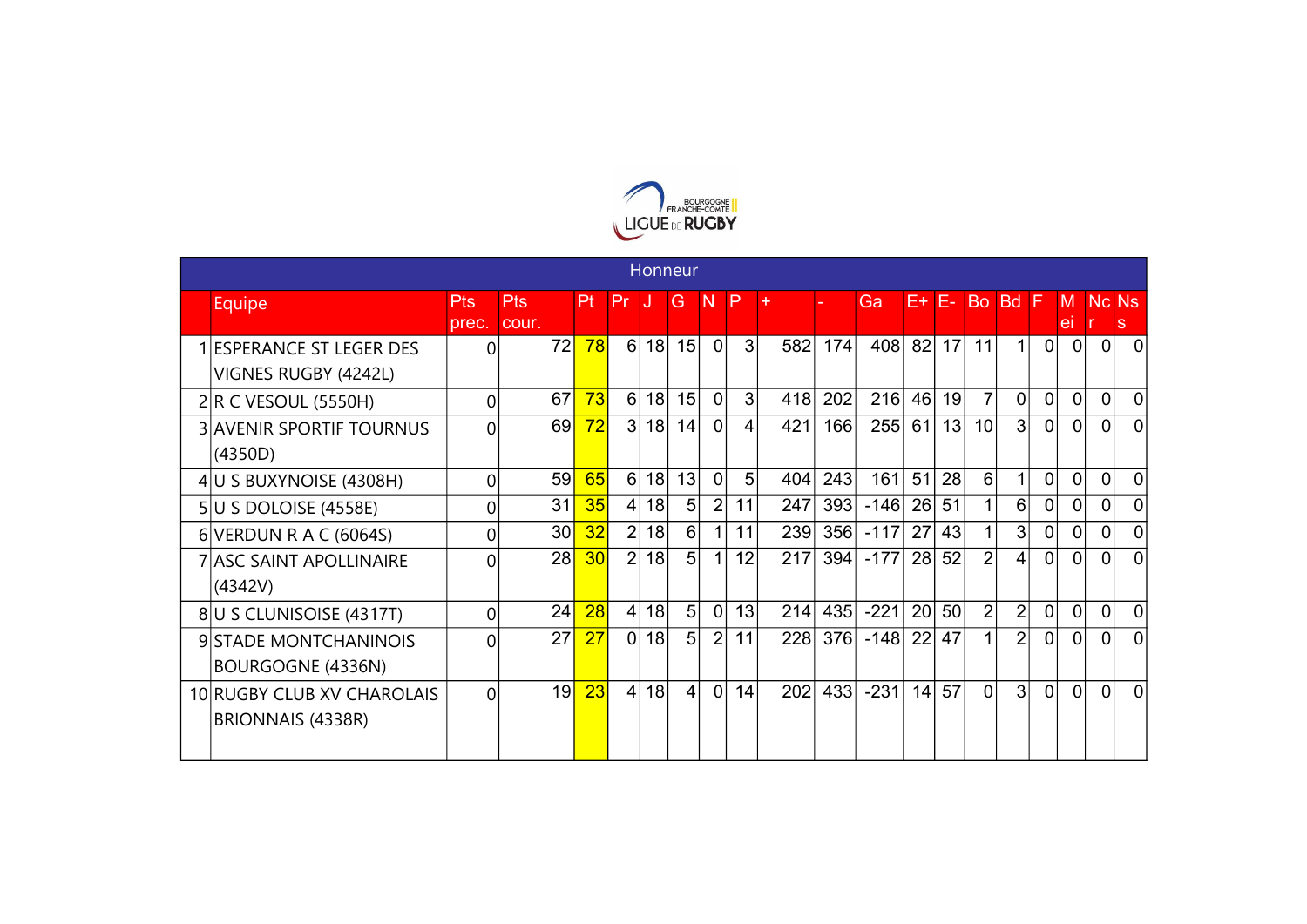## Honneur

| | Equipe | Pts prec. | Pts cour. | Pt | Pr | J | G | N | P | + | - | Ga | E+ | E- | Bo | Bd | F | Mei | Ncr | Nss |
|---|---|---|---|---|---|---|---|---|---|---|---|---|---|---|---|---|---|---|---|---|
| 1 | ESPERANCE ST LEGER DES VIGNES RUGBY (4242L) | 0 | 72 | 78 | 6 | 18 | 15 | 0 | 3 | 582 | 174 | 408 | 82 | 17 | 11 | 1 | 0 | 0 | 0 | 0 |
| 2 | R C VESOUL (5550H) | 0 | 67 | 73 | 6 | 18 | 15 | 0 | 3 | 418 | 202 | 216 | 46 | 19 | 7 | 0 | 0 | 0 | 0 | 0 |
| 3 | AVENIR SPORTIF TOURNUS (4350D) | 0 | 69 | 72 | 3 | 18 | 14 | 0 | 4 | 421 | 166 | 255 | 61 | 13 | 10 | 3 | 0 | 0 | 0 | 0 |
| 4 | U S BUXYNOISE (4308H) | 0 | 59 | 65 | 6 | 18 | 13 | 0 | 5 | 404 | 243 | 161 | 51 | 28 | 6 | 1 | 0 | 0 | 0 | 0 |
| 5 | U S DOLOISE (4558E) | 0 | 31 | 35 | 4 | 18 | 5 | 2 | 11 | 247 | 393 | -146 | 26 | 51 | 1 | 6 | 0 | 0 | 0 | 0 |
| 6 | VERDUN R A C (6064S) | 0 | 30 | 32 | 2 | 18 | 6 | 1 | 11 | 239 | 356 | -117 | 27 | 43 | 1 | 3 | 0 | 0 | 0 | 0 |
| 7 | ASC SAINT APOLLINAIRE (4342V) | 0 | 28 | 30 | 2 | 18 | 5 | 1 | 12 | 217 | 394 | -177 | 28 | 52 | 2 | 4 | 0 | 0 | 0 | 0 |
| 8 | U S CLUNISOISE (4317T) | 0 | 24 | 28 | 4 | 18 | 5 | 0 | 13 | 214 | 435 | -221 | 20 | 50 | 2 | 2 | 0 | 0 | 0 | 0 |
| 9 | STADE MONTCHANINOIS BOURGOGNE (4336N) | 0 | 27 | 27 | 0 | 18 | 5 | 2 | 11 | 228 | 376 | -148 | 22 | 47 | 1 | 2 | 0 | 0 | 0 | 0 |
| 10 | RUGBY CLUB XV CHAROLAIS BRIONNAIS (4338R) | 0 | 19 | 23 | 4 | 18 | 4 | 0 | 14 | 202 | 433 | -231 | 14 | 57 | 0 | 3 | 0 | 0 | 0 | 0 |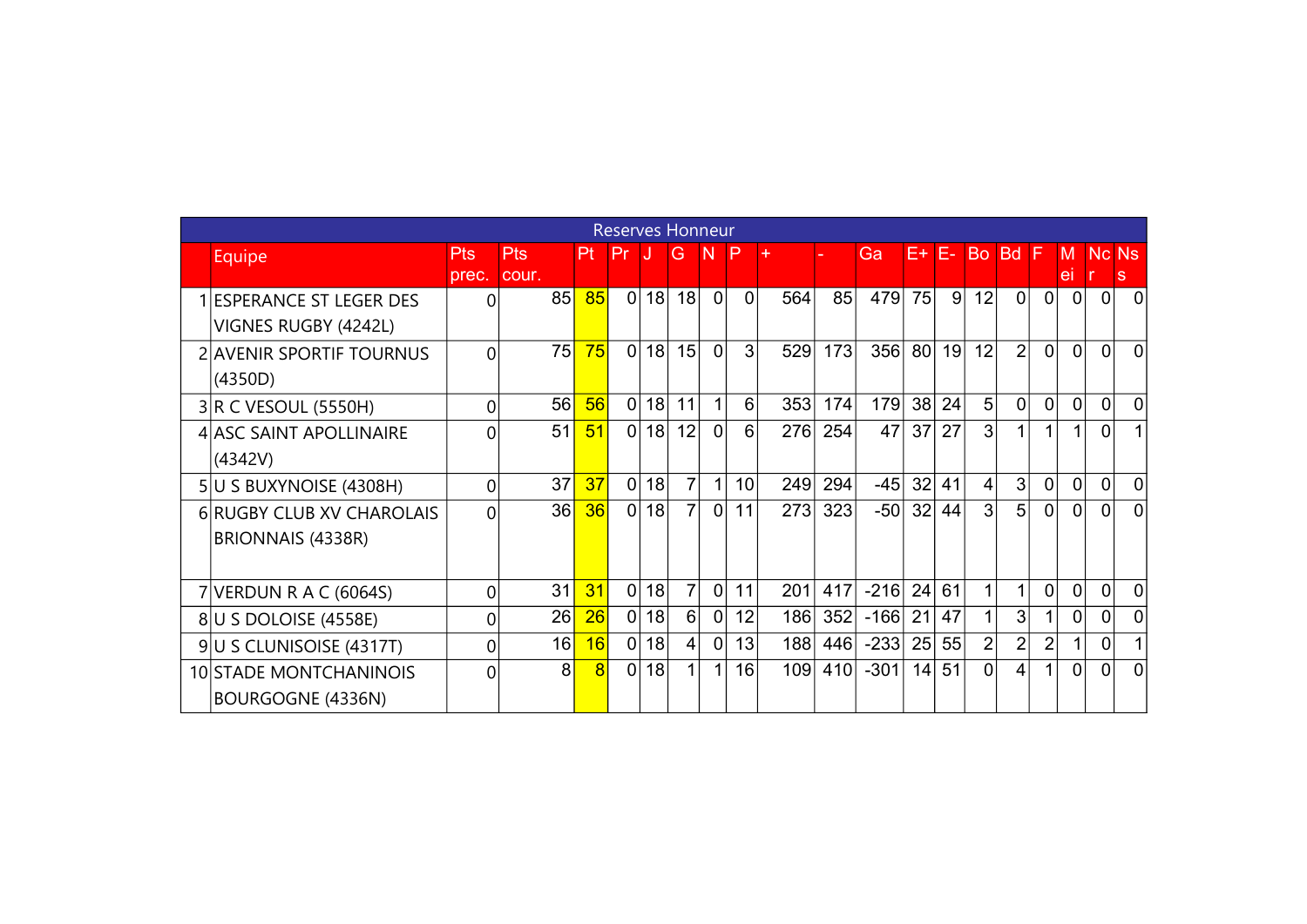| | Reserves Honneur | | | | | | | | | | | | | | | | | | | |
|---|---|---|---|---|---|---|---|---|---|---|---|---|---|---|---|---|---|---|---|---|
| | Equipe | Pts prec. | Pts cour. | Pt | Pr | J | G | N | P | + | - | Ga | E+ | E- | Bo | Bd | F | Mei | Ncr | Nss |
| 1 | ESPERANCE ST LEGER DES VIGNES RUGBY (4242L) | 0 | 85 | 85 | 0 | 18 | 18 | 0 | 0 | 564 | 85 | 479 | 75 | 9 | 12 | 0 | 0 | 0 | 0 | 0 |
| 2 | AVENIR SPORTIF TOURNUS (4350D) | 0 | 75 | 75 | 0 | 18 | 15 | 0 | 3 | 529 | 173 | 356 | 80 | 19 | 12 | 2 | 0 | 0 | 0 | 0 |
| 3 | R C VESOUL (5550H) | 0 | 56 | 56 | 0 | 18 | 11 | 1 | 6 | 353 | 174 | 179 | 38 | 24 | 5 | 0 | 0 | 0 | 0 | 0 |
| 4 | ASC SAINT APOLLINAIRE (4342V) | 0 | 51 | 51 | 0 | 18 | 12 | 0 | 6 | 276 | 254 | 47 | 37 | 27 | 3 | 1 | 1 | 1 | 0 | 1 |
| 5 | U S BUXYNOISE (4308H) | 0 | 37 | 37 | 0 | 18 | 7 | 1 | 10 | 249 | 294 | -45 | 32 | 41 | 4 | 3 | 0 | 0 | 0 | 0 |
| 6 | RUGBY CLUB XV CHAROLAIS BRIONNAIS (4338R) | 0 | 36 | 36 | 0 | 18 | 7 | 0 | 11 | 273 | 323 | -50 | 32 | 44 | 3 | 5 | 0 | 0 | 0 | 0 |
| 7 | VERDUN R A C (6064S) | 0 | 31 | 31 | 0 | 18 | 7 | 0 | 11 | 201 | 417 | -216 | 24 | 61 | 1 | 1 | 0 | 0 | 0 | 0 |
| 8 | U S DOLOISE (4558E) | 0 | 26 | 26 | 0 | 18 | 6 | 0 | 12 | 186 | 352 | -166 | 21 | 47 | 1 | 3 | 1 | 0 | 0 | 0 |
| 9 | U S CLUNISOISE (4317T) | 0 | 16 | 16 | 0 | 18 | 4 | 0 | 13 | 188 | 446 | -233 | 25 | 55 | 2 | 2 | 2 | 1 | 0 | 1 |
| 10 | STADE MONTCHANINOIS BOURGOGNE (4336N) | 0 | 8 | 8 | 0 | 18 | 1 | 1 | 16 | 109 | 410 | -301 | 14 | 51 | 0 | 4 | 1 | 0 | 0 | 0 |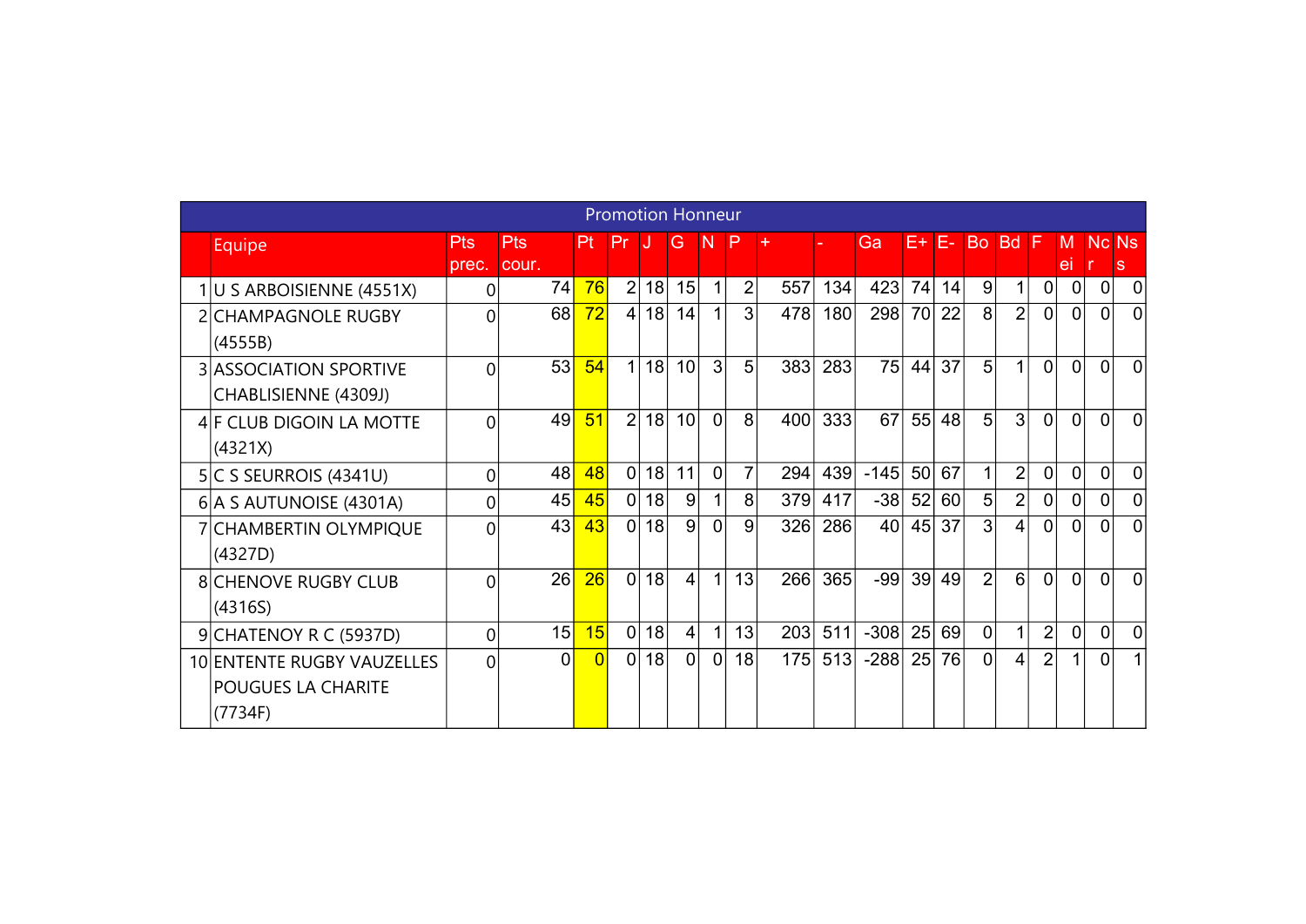| Promotion Honneur | | | | | | | | | | | | | | | | | | | | | |
|---|---|---|---|---|---|---|---|---|---|---|---|---|---|---|---|---|---|---|---|---|---|
| | Equipe | Pts prec. | Pts cour. | Pt | Pr | J | G | N | P | + | - | Ga | E+ | E- | Bo | Bd | F | Mei | Ncr | Nss |
| 1 | U S ARBOISIENNE (4551X) | 0 | 74 | 76 | 2 | 18 | 15 | 1 | 2 | 557 | 134 | 423 | 74 | 14 | 9 | 1 | 0 | 0 | 0 | 0 |
| 2 | CHAMPAGNOLE RUGBY (4555B) | 0 | 68 | 72 | 4 | 18 | 14 | 1 | 3 | 478 | 180 | 298 | 70 | 22 | 8 | 2 | 0 | 0 | 0 | 0 |
| 3 | ASSOCIATION SPORTIVE CHABLISIENNE (4309J) | 0 | 53 | 54 | 1 | 18 | 10 | 3 | 5 | 383 | 283 | 75 | 44 | 37 | 5 | 1 | 0 | 0 | 0 | 0 |
| 4 | F CLUB DIGOIN LA MOTTE (4321X) | 0 | 49 | 51 | 2 | 18 | 10 | 0 | 8 | 400 | 333 | 67 | 55 | 48 | 5 | 3 | 0 | 0 | 0 | 0 |
| 5 | C S SEURROIS (4341U) | 0 | 48 | 48 | 0 | 18 | 11 | 0 | 7 | 294 | 439 | -145 | 50 | 67 | 1 | 2 | 0 | 0 | 0 | 0 |
| 6 | A S AUTUNOISE (4301A) | 0 | 45 | 45 | 0 | 18 | 9 | 1 | 8 | 379 | 417 | -38 | 52 | 60 | 5 | 2 | 0 | 0 | 0 | 0 |
| 7 | CHAMBERTIN OLYMPIQUE (4327D) | 0 | 43 | 43 | 0 | 18 | 9 | 0 | 9 | 326 | 286 | 40 | 45 | 37 | 3 | 4 | 0 | 0 | 0 | 0 |
| 8 | CHENOVE RUGBY CLUB (4316S) | 0 | 26 | 26 | 0 | 18 | 4 | 1 | 13 | 266 | 365 | -99 | 39 | 49 | 2 | 6 | 0 | 0 | 0 | 0 |
| 9 | CHATENOY R C (5937D) | 0 | 15 | 15 | 0 | 18 | 4 | 1 | 13 | 203 | 511 | -308 | 25 | 69 | 0 | 1 | 2 | 0 | 0 | 0 |
| 10 | ENTENTE RUGBY VAUZELLES POUGUES LA CHARITE (7734F) | 0 | 0 | 0 | 0 | 18 | 0 | 0 | 18 | 175 | 513 | -288 | 25 | 76 | 0 | 4 | 2 | 1 | 0 | 1 |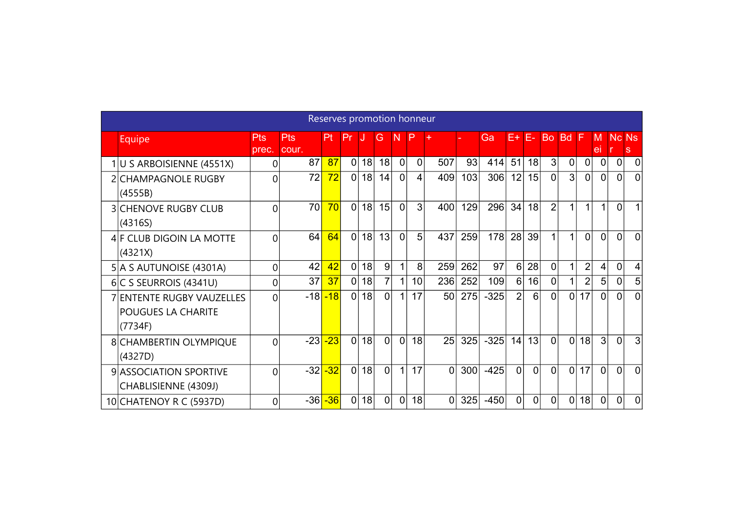| | Reserves promotion honneur | | | | | | | | | | | | | | | | | | | | |
|---|---|---|---|---|---|---|---|---|---|---|---|---|---|---|---|---|---|---|---|---|---|
| | Equipe | Pts prec. | Pts cour. | Pt | Pr | J | G | N | P | + | - | Ga | E+ | E- | Bo | Bd | F | M ei | Nc r | Ns s |
| 1 | U S ARBOISIENNE (4551X) | 0 | 87 | 87 | 0 | 18 | 18 | 0 | 0 | 507 | 93 | 414 | 51 | 18 | 3 | 0 | 0 | 0 | 0 | 0 |
| 2 | CHAMPAGNOLE RUGBY (4555B) | 0 | 72 | 72 | 0 | 18 | 14 | 0 | 4 | 409 | 103 | 306 | 12 | 15 | 0 | 3 | 0 | 0 | 0 | 0 |
| 3 | CHENOVE RUGBY CLUB (4316S) | 0 | 70 | 70 | 0 | 18 | 15 | 0 | 3 | 400 | 129 | 296 | 34 | 18 | 2 | 1 | 1 | 1 | 0 | 1 |
| 4 | F CLUB DIGOIN LA MOTTE (4321X) | 0 | 64 | 64 | 0 | 18 | 13 | 0 | 5 | 437 | 259 | 178 | 28 | 39 | 1 | 1 | 0 | 0 | 0 | 0 |
| 5 | A S AUTUNOISE (4301A) | 0 | 42 | 42 | 0 | 18 | 9 | 1 | 8 | 259 | 262 | 97 | 6 | 28 | 0 | 1 | 2 | 4 | 0 | 4 |
| 6 | C S SEURROIS (4341U) | 0 | 37 | 37 | 0 | 18 | 7 | 1 | 10 | 236 | 252 | 109 | 6 | 16 | 0 | 1 | 2 | 5 | 0 | 5 |
| 7 | ENTENTE RUGBY VAUZELLES POUGUES LA CHARITE (7734F) | 0 | -18 | -18 | 0 | 18 | 0 | 1 | 17 | 50 | 275 | -325 | 2 | 6 | 0 | 0 | 17 | 0 | 0 | 0 |
| 8 | CHAMBERTIN OLYMPIQUE (4327D) | 0 | -23 | -23 | 0 | 18 | 0 | 0 | 18 | 25 | 325 | -325 | 14 | 13 | 0 | 0 | 18 | 3 | 0 | 3 |
| 9 | ASSOCIATION SPORTIVE CHABLISIENNE (4309J) | 0 | -32 | -32 | 0 | 18 | 0 | 1 | 17 | 0 | 300 | -425 | 0 | 0 | 0 | 0 | 17 | 0 | 0 | 0 |
| 10 | CHATENOY R C (5937D) | 0 | -36 | -36 | 0 | 18 | 0 | 0 | 18 | 0 | 325 | -450 | 0 | 0 | 0 | 0 | 18 | 0 | 0 | 0 |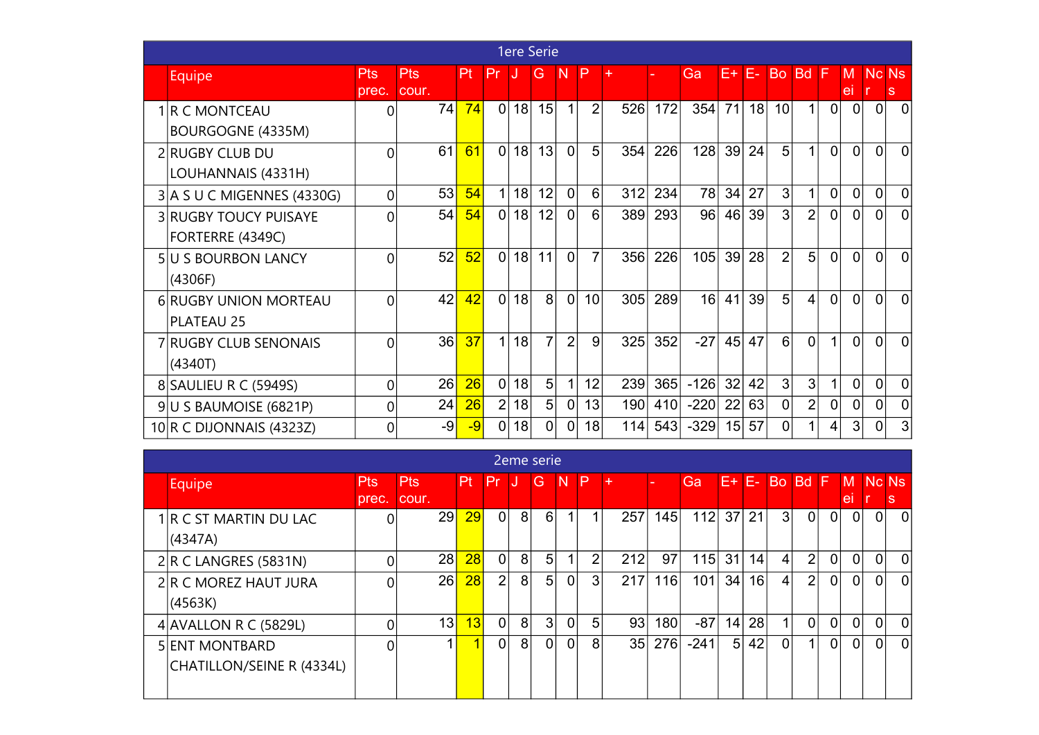## 1ere Serie

| | Equipe | Pts prec. | Pts cour. | Pt | Pr | J | G | N | P | + | - | Ga | E+ | E- | Bo | Bd | F | Mei | Ncr | Ns |
|---|---|---|---|---|---|---|---|---|---|---|---|---|---|---|---|---|---|---|---|---|
| 1 | R C MONTCEAU BOURGOGNE (4335M) | 0 | 74 | 74 | 0 | 18 | 15 | 1 | 2 | 526 | 172 | 354 | 71 | 18 | 10 | 1 | 0 | 0 | 0 | 0 |
| 2 | RUGBY CLUB DU LOUHANNAIS (4331H) | 0 | 61 | 61 | 0 | 18 | 13 | 0 | 5 | 354 | 226 | 128 | 39 | 24 | 5 | 1 | 0 | 0 | 0 | 0 |
| 3 | A S U C MIGENNES (4330G) | 0 | 53 | 54 | 1 | 18 | 12 | 0 | 6 | 312 | 234 | 78 | 34 | 27 | 3 | 1 | 0 | 0 | 0 | 0 |
| 3 | RUGBY TOUCY PUISAYE FORTERRE (4349C) | 0 | 54 | 54 | 0 | 18 | 12 | 0 | 6 | 389 | 293 | 96 | 46 | 39 | 3 | 2 | 0 | 0 | 0 | 0 |
| 5 | U S BOURBON LANCY (4306F) | 0 | 52 | 52 | 0 | 18 | 11 | 0 | 7 | 356 | 226 | 105 | 39 | 28 | 2 | 5 | 0 | 0 | 0 | 0 |
| 6 | RUGBY UNION MORTEAU PLATEAU 25 | 0 | 42 | 42 | 0 | 18 | 8 | 0 | 10 | 305 | 289 | 16 | 41 | 39 | 5 | 4 | 0 | 0 | 0 | 0 |
| 7 | RUGBY CLUB SENONAIS (4340T) | 0 | 36 | 37 | 1 | 18 | 7 | 2 | 9 | 325 | 352 | -27 | 45 | 47 | 6 | 0 | 1 | 0 | 0 | 0 |
| 8 | SAULIEU R C (5949S) | 0 | 26 | 26 | 0 | 18 | 5 | 1 | 12 | 239 | 365 | -126 | 32 | 42 | 3 | 3 | 1 | 0 | 0 | 0 |
| 9 | U S BAUMOISE (6821P) | 0 | 24 | 26 | 2 | 18 | 5 | 0 | 13 | 190 | 410 | -220 | 22 | 63 | 0 | 2 | 0 | 0 | 0 | 0 |
| 10 | R C DIJONNAIS (4323Z) | 0 | -9 | -9 | 0 | 18 | 0 | 0 | 18 | 114 | 543 | -329 | 15 | 57 | 0 | 1 | 4 | 3 | 0 | 3 |

## 2eme serie

| | Equipe | Pts prec. | Pts cour. | Pt | Pr | J | G | N | P | + | - | Ga | E+ | E- | Bo | Bd | F | Mei | Ncr | Ns |
|---|---|---|---|---|---|---|---|---|---|---|---|---|---|---|---|---|---|---|---|---|
| 1 | R C ST MARTIN DU LAC (4347A) | 0 | 29 | 29 | 0 | 8 | 6 | 1 | 1 | 257 | 145 | 112 | 37 | 21 | 3 | 0 | 0 | 0 | 0 | 0 |
| 2 | R C LANGRES (5831N) | 0 | 28 | 28 | 0 | 8 | 5 | 1 | 2 | 212 | 97 | 115 | 31 | 14 | 4 | 2 | 0 | 0 | 0 | 0 |
| 2 | R C MOREZ HAUT JURA (4563K) | 0 | 26 | 28 | 2 | 8 | 5 | 0 | 3 | 217 | 116 | 101 | 34 | 16 | 4 | 2 | 0 | 0 | 0 | 0 |
| 4 | AVALLON R C (5829L) | 0 | 13 | 13 | 0 | 8 | 3 | 0 | 5 | 93 | 180 | -87 | 14 | 28 | 1 | 0 | 0 | 0 | 0 | 0 |
| 5 | ENT MONTBARD CHATILLON/SEINE R (4334L) | 0 | 1 | 1 | 0 | 8 | 0 | 0 | 8 | 35 | 276 | -241 | 5 | 42 | 0 | 1 | 0 | 0 | 0 | 0 |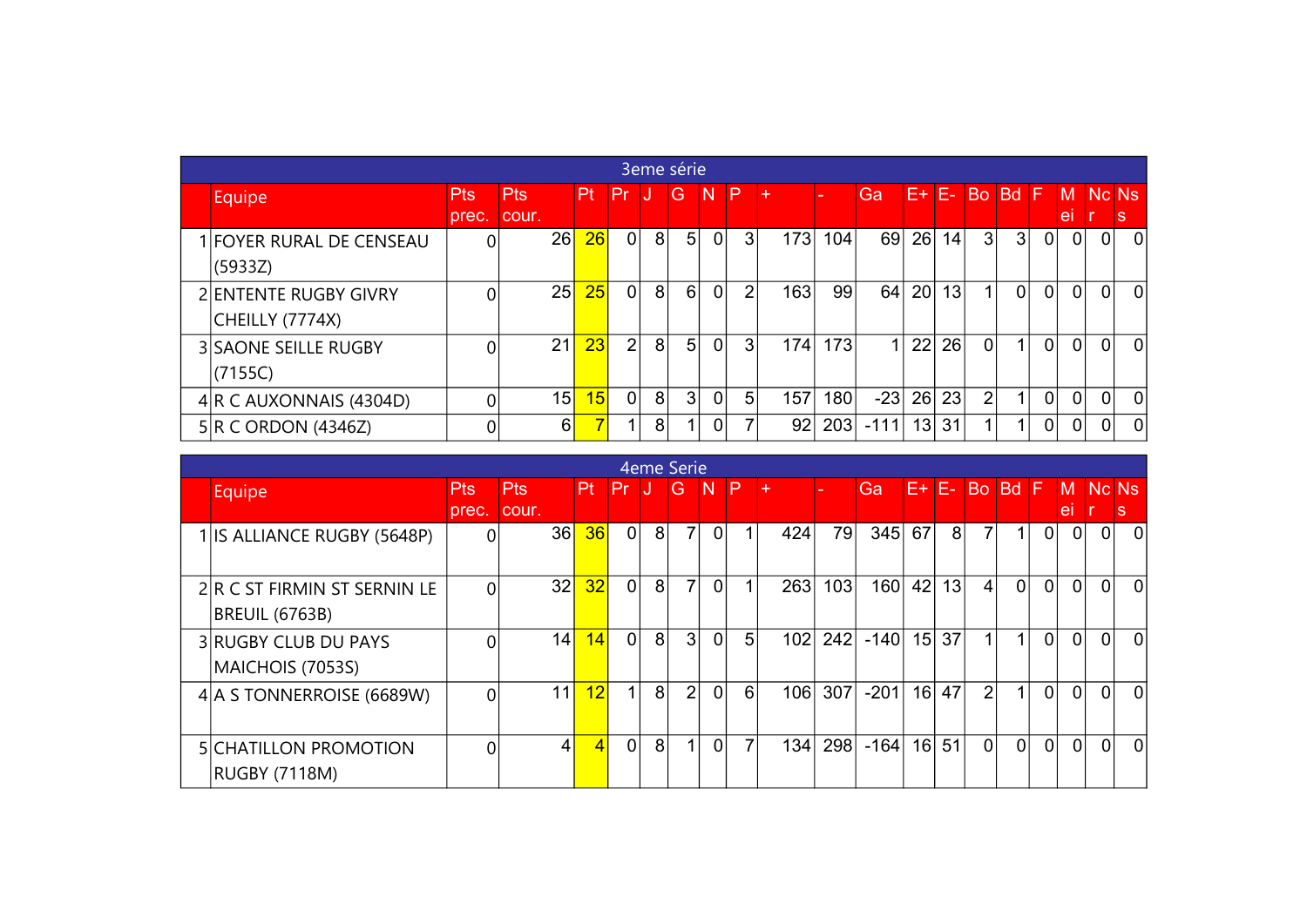| 3eme série | | | | | | | | | | | | | | | | | | | | |
|---|---|---|---|---|---|---|---|---|---|---|---|---|---|---|---|---|---|---|---|---|
| | Equipe | Pts prec. | Pts cour. | Pt | Pr | J | G | N | P | + | - | Ga | E+ | E- | Bo | Bd | F | Mei | Ncr | Nss |
| 1 | FOYER RURAL DE CENSEAU (5933Z) | 0 | 26 | 26 | 0 | 8 | 5 | 0 | 3 | 173 | 104 | 69 | 26 | 14 | 3 | 3 | 0 | 0 | 0 | 0 |
| 2 | ENTENTE RUGBY GIVRY CHEILLY (7774X) | 0 | 25 | 25 | 0 | 8 | 6 | 0 | 2 | 163 | 99 | 64 | 20 | 13 | 1 | 0 | 0 | 0 | 0 | 0 |
| 3 | SAONE SEILLE RUGBY (7155C) | 0 | 21 | 23 | 2 | 8 | 5 | 0 | 3 | 174 | 173 | 1 | 22 | 26 | 0 | 1 | 0 | 0 | 0 | 0 |
| 4 | R C AUXONNAIS (4304D) | 0 | 15 | 15 | 0 | 8 | 3 | 0 | 5 | 157 | 180 | -23 | 26 | 23 | 2 | 1 | 0 | 0 | 0 | 0 |
| 5 | R C ORDON (4346Z) | 0 | 6 | 7 | 1 | 8 | 1 | 0 | 7 | 92 | 203 | -111 | 13 | 31 | 1 | 1 | 0 | 0 | 0 | 0 |

| 4eme Serie | | | | | | | | | | | | | | | | | | | | |
|---|---|---|---|---|---|---|---|---|---|---|---|---|---|---|---|---|---|---|---|---|
| | Equipe | Pts prec. | Pts cour. | Pt | Pr | J | G | N | P | + | - | Ga | E+ | E- | Bo | Bd | F | Mei | Ncr | Nss |
| 1 | IS ALLIANCE RUGBY (5648P) | 0 | 36 | 36 | 0 | 8 | 7 | 0 | 1 | 424 | 79 | 345 | 67 | 8 | 7 | 1 | 0 | 0 | 0 | 0 |
| 2 | R C ST FIRMIN ST SERNIN LE BREUIL (6763B) | 0 | 32 | 32 | 0 | 8 | 7 | 0 | 1 | 263 | 103 | 160 | 42 | 13 | 4 | 0 | 0 | 0 | 0 | 0 |
| 3 | RUGBY CLUB DU PAYS MAICHOIS (7053S) | 0 | 14 | 14 | 0 | 8 | 3 | 0 | 5 | 102 | 242 | -140 | 15 | 37 | 1 | 1 | 0 | 0 | 0 | 0 |
| 4 | A S TONNERROISE (6689W) | 0 | 11 | 12 | 1 | 8 | 2 | 0 | 6 | 106 | 307 | -201 | 16 | 47 | 2 | 1 | 0 | 0 | 0 | 0 |
| 5 | CHATILLON PROMOTION RUGBY (7118M) | 0 | 4 | 4 | 0 | 8 | 1 | 0 | 7 | 134 | 298 | -164 | 16 | 51 | 0 | 0 | 0 | 0 | 0 | 0 |